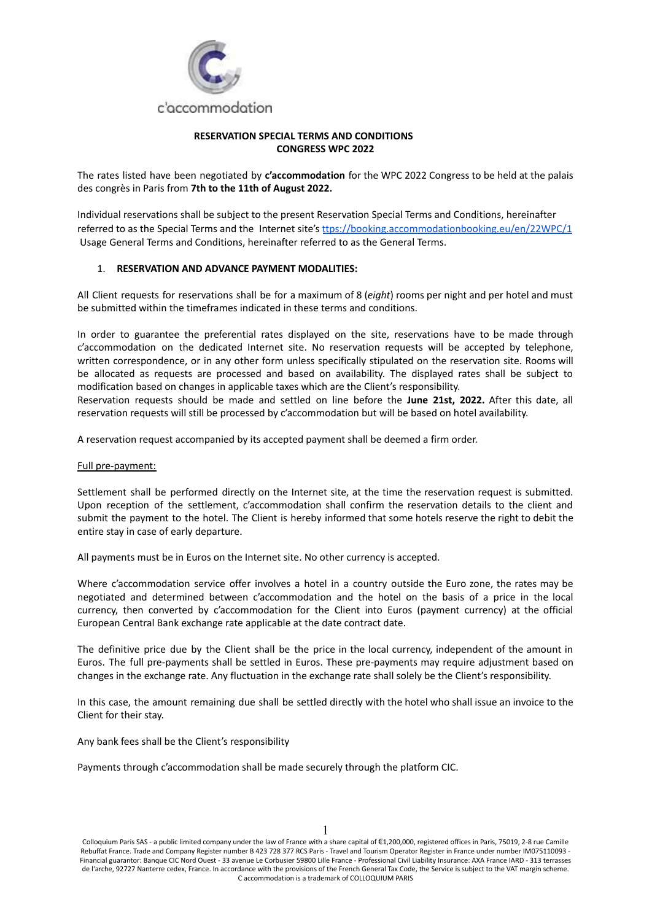c'accommodation

**RESERVATION SPECIAL TERMS AND CONDITIONS**
**CONGRESS WPC 2022**

The rates listed have been negotiated by **c'accommodation** for the WPC 2022 Congress to be held at the palais des congrès in Paris from **7th to the 11th of August 2022.**

Individual reservations shall be subject to the present Reservation Special Terms and Conditions, hereinafter referred to as the Special Terms and the Internet site's [ttps://booking.accommodationbooking.eu/en/22WPC/1](ttps://booking.accommodationbooking.eu/en/22WPC/1) Usage General Terms and Conditions, hereinafter referred to as the General Terms.

## 1. RESERVATION AND ADVANCE PAYMENT MODALITIES:

All Client requests for reservations shall be for a maximum of 8 (*eight*) rooms per night and per hotel and must be submitted within the timeframes indicated in these terms and conditions.

In order to guarantee the preferential rates displayed on the site, reservations have to be made through c'accommodation on the dedicated Internet site. No reservation requests will be accepted by telephone, written correspondence, or in any other form unless specifically stipulated on the reservation site. Rooms will be allocated as requests are processed and based on availability. The displayed rates shall be subject to modification based on changes in applicable taxes which are the Client's responsibility.
Reservation requests should be made and settled on line before the **June 21st, 2022.** After this date, all reservation requests will still be processed by c'accommodation but will be based on hotel availability.

A reservation request accompanied by its accepted payment shall be deemed a firm order.

Full pre-payment:

Settlement shall be performed directly on the Internet site, at the time the reservation request is submitted. Upon reception of the settlement, c'accommodation shall confirm the reservation details to the client and submit the payment to the hotel. The Client is hereby informed that some hotels reserve the right to debit the entire stay in case of early departure.

All payments must be in Euros on the Internet site. No other currency is accepted.

Where c'accommodation service offer involves a hotel in a country outside the Euro zone, the rates may be negotiated and determined between c'accommodation and the hotel on the basis of a price in the local currency, then converted by c'accommodation for the Client into Euros (payment currency) at the official European Central Bank exchange rate applicable at the date contract date.

The definitive price due by the Client shall be the price in the local currency, independent of the amount in Euros. The full pre-payments shall be settled in Euros. These pre-payments may require adjustment based on changes in the exchange rate. Any fluctuation in the exchange rate shall solely be the Client's responsibility.

In this case, the amount remaining due shall be settled directly with the hotel who shall issue an invoice to the Client for their stay.

Any bank fees shall be the Client's responsibility

Payments through c'accommodation shall be made securely through the platform CIC.

Colloquium Paris SAS - a public limited company under the law of France with a share capital of €1,200,000, registered offices in Paris, 75019, 2-8 rue Camille Rebuffat France. Trade and Company Register number B 423 728 377 RCS Paris - Travel and Tourism Operator Register in France under number IM075110093 - Financial guarantor: Banque CIC Nord Ouest - 33 avenue Le Corbusier 59800 Lille France - Professional Civil Liability Insurance: AXA France IARD - 313 terrasses de l'arche, 92727 Nanterre cedex, France. In accordance with the provisions of the French General Tax Code, the Service is subject to the VAT margin scheme. C accommodation is a trademark of COLLOQUIUM PARIS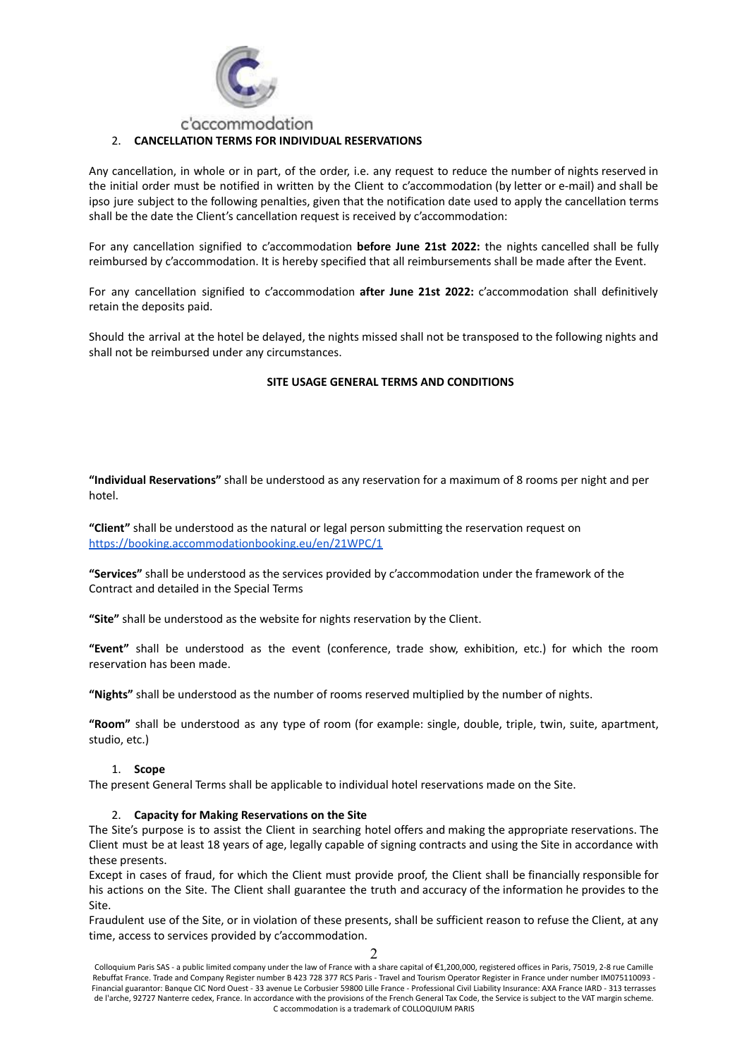## 2. CANCELLATION TERMS FOR INDIVIDUAL RESERVATIONS

Any cancellation, in whole or in part, of the order, i.e. any request to reduce the number of nights reserved in the initial order must be notified in written by the Client to c'accommodation (by letter or e-mail) and shall be ipso jure subject to the following penalties, given that the notification date used to apply the cancellation terms shall be the date the Client's cancellation request is received by c'accommodation:

For any cancellation signified to c'accommodation **before June 21st 2022:** the nights cancelled shall be fully reimbursed by c'accommodation. It is hereby specified that all reimbursements shall be made after the Event.

For any cancellation signified to c'accommodation **after June 21st 2022:** c'accommodation shall definitively retain the deposits paid.

Should the arrival at the hotel be delayed, the nights missed shall not be transposed to the following nights and shall not be reimbursed under any circumstances.

# SITE USAGE GENERAL TERMS AND CONDITIONS

**"Individual Reservations"** shall be understood as any reservation for a maximum of 8 rooms per night and per hotel.

**"Client"** shall be understood as the natural or legal person submitting the reservation request on https://booking.accommodationbooking.eu/en/21WPC/1

**"Services"** shall be understood as the services provided by c'accommodation under the framework of the Contract and detailed in the Special Terms

**"Site"** shall be understood as the website for nights reservation by the Client.

**"Event"** shall be understood as the event (conference, trade show, exhibition, etc.) for which the room reservation has been made.

**"Nights"** shall be understood as the number of rooms reserved multiplied by the number of nights.

**"Room"** shall be understood as any type of room (for example: single, double, triple, twin, suite, apartment, studio, etc.)

## 1. Scope

The present General Terms shall be applicable to individual hotel reservations made on the Site.

## 2. Capacity for Making Reservations on the Site

The Site's purpose is to assist the Client in searching hotel offers and making the appropriate reservations. The Client must be at least 18 years of age, legally capable of signing contracts and using the Site in accordance with these presents.

Except in cases of fraud, for which the Client must provide proof, the Client shall be financially responsible for his actions on the Site. The Client shall guarantee the truth and accuracy of the information he provides to the Site.

Fraudulent use of the Site, or in violation of these presents, shall be sufficient reason to refuse the Client, at any time, access to services provided by c'accommodation.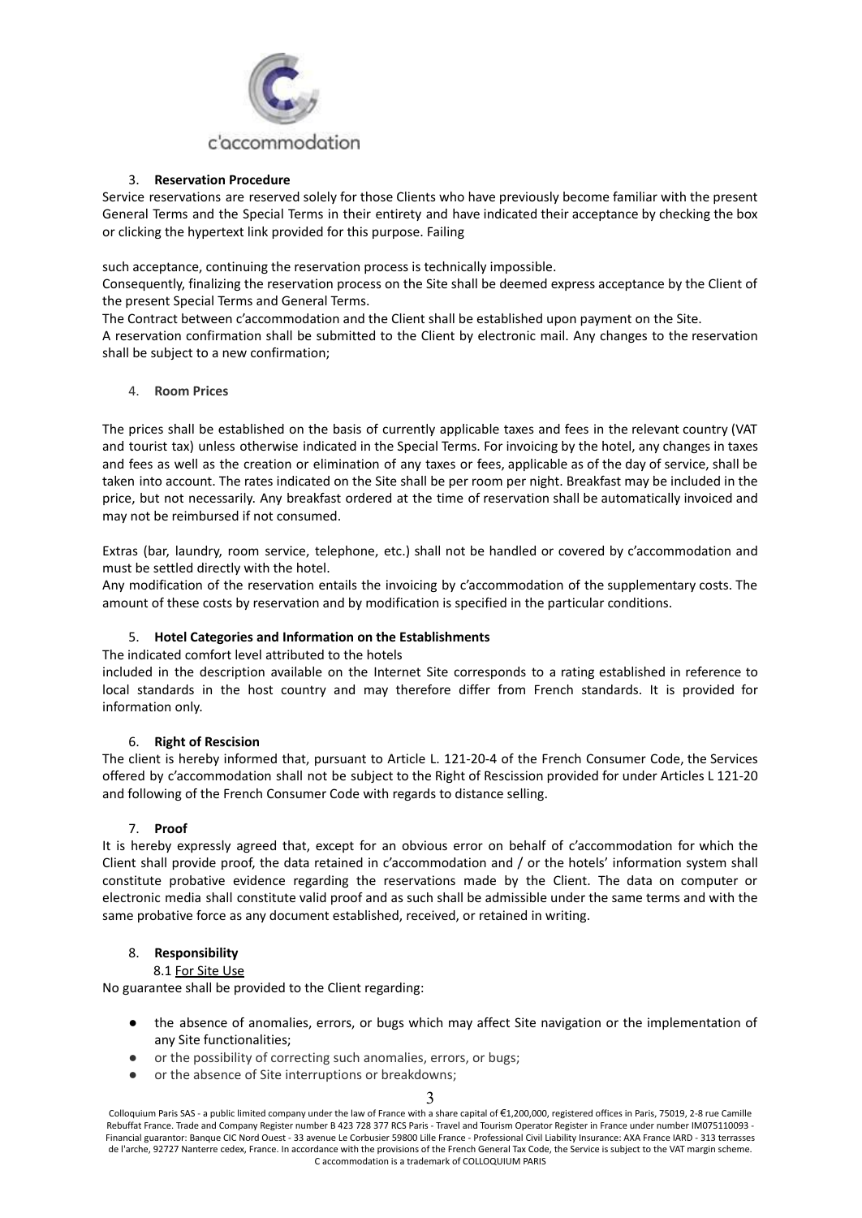## 3. **Reservation Procedure**

Service reservations are reserved solely for those Clients who have previously become familiar with the present General Terms and the Special Terms in their entirety and have indicated their acceptance by checking the box or clicking the hypertext link provided for this purpose. Failing

such acceptance, continuing the reservation process is technically impossible.

Consequently, finalizing the reservation process on the Site shall be deemed express acceptance by the Client of the present Special Terms and General Terms.

The Contract between c'accommodation and the Client shall be established upon payment on the Site.

A reservation confirmation shall be submitted to the Client by electronic mail. Any changes to the reservation shall be subject to a new confirmation;

## 4. **Room Prices**

The prices shall be established on the basis of currently applicable taxes and fees in the relevant country (VAT and tourist tax) unless otherwise indicated in the Special Terms. For invoicing by the hotel, any changes in taxes and fees as well as the creation or elimination of any taxes or fees, applicable as of the day of service, shall be taken into account. The rates indicated on the Site shall be per room per night. Breakfast may be included in the price, but not necessarily. Any breakfast ordered at the time of reservation shall be automatically invoiced and may not be reimbursed if not consumed.

Extras (bar, laundry, room service, telephone, etc.) shall not be handled or covered by c'accommodation and must be settled directly with the hotel.

Any modification of the reservation entails the invoicing by c'accommodation of the supplementary costs. The amount of these costs by reservation and by modification is specified in the particular conditions.

## 5. **Hotel Categories and Information on the Establishments**

The indicated comfort level attributed to the hotels included in the description available on the Internet Site corresponds to a rating established in reference to local standards in the host country and may therefore differ from French standards. It is provided for information only.

## 6. **Right of Rescision**

The client is hereby informed that, pursuant to Article L. 121-20-4 of the French Consumer Code, the Services offered by c'accommodation shall not be subject to the Right of Rescission provided for under Articles L 121-20 and following of the French Consumer Code with regards to distance selling.

## 7. **Proof**

It is hereby expressly agreed that, except for an obvious error on behalf of c'accommodation for which the Client shall provide proof, the data retained in c'accommodation and / or the hotels' information system shall constitute probative evidence regarding the reservations made by the Client. The data on computer or electronic media shall constitute valid proof and as such shall be admissible under the same terms and with the same probative force as any document established, received, or retained in writing.

## 8. **Responsibility**

### 8.1 For Site Use

No guarantee shall be provided to the Client regarding:

- the absence of anomalies, errors, or bugs which may affect Site navigation or the implementation of any Site functionalities;
- or the possibility of correcting such anomalies, errors, or bugs;
- or the absence of Site interruptions or breakdowns;

Colloquium Paris SAS - a public limited company under the law of France with a share capital of €1,200,000, registered offices in Paris, 75019, 2-8 rue Camille Rebuffat France. Trade and Company Register number B 423 728 377 RCS Paris - Travel and Tourism Operator Register in France under number IM075110093 - Financial guarantor: Banque CIC Nord Ouest - 33 avenue Le Corbusier 59800 Lille France - Professional Civil Liability Insurance: AXA France IARD - 313 terrasses de l'arche, 92727 Nanterre cedex, France. In accordance with the provisions of the French General Tax Code, the Service is subject to the VAT margin scheme. C accommodation is a trademark of COLLOQUIUM PARIS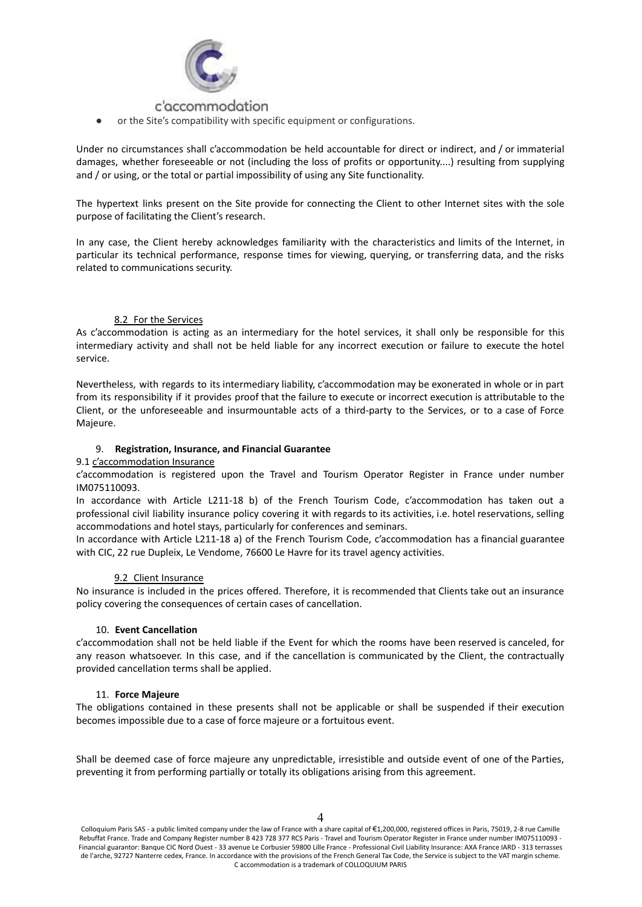- or the Site's compatibility with specific equipment or configurations.

Under no circumstances shall c'accommodation be held accountable for direct or indirect, and / or immaterial damages, whether foreseeable or not (including the loss of profits or opportunity....) resulting from supplying and / or using, or the total or partial impossibility of using any Site functionality.

The hypertext links present on the Site provide for connecting the Client to other Internet sites with the sole purpose of facilitating the Client's research.

In any case, the Client hereby acknowledges familiarity with the characteristics and limits of the Internet, in particular its technical performance, response times for viewing, querying, or transferring data, and the risks related to communications security.

### 8.2 For the Services

As c'accommodation is acting as an intermediary for the hotel services, it shall only be responsible for this intermediary activity and shall not be held liable for any incorrect execution or failure to execute the hotel service.

Nevertheless, with regards to its intermediary liability, c'accommodation may be exonerated in whole or in part from its responsibility if it provides proof that the failure to execute or incorrect execution is attributable to the Client, or the unforeseeable and insurmountable acts of a third-party to the Services, or to a case of Force Majeure.

## 9. **Registration, Insurance, and Financial Guarantee**

### 9.1 c'accommodation Insurance

c'accommodation is registered upon the Travel and Tourism Operator Register in France under number IM075110093.

In accordance with Article L211-18 b) of the French Tourism Code, c'accommodation has taken out a professional civil liability insurance policy covering it with regards to its activities, i.e. hotel reservations, selling accommodations and hotel stays, particularly for conferences and seminars.

In accordance with Article L211-18 a) of the French Tourism Code, c'accommodation has a financial guarantee with CIC, 22 rue Dupleix, Le Vendome, 76600 Le Havre for its travel agency activities.

### 9.2 Client Insurance

No insurance is included in the prices offered. Therefore, it is recommended that Clients take out an insurance policy covering the consequences of certain cases of cancellation.

## 10. **Event Cancellation**

c'accommodation shall not be held liable if the Event for which the rooms have been reserved is canceled, for any reason whatsoever. In this case, and if the cancellation is communicated by the Client, the contractually provided cancellation terms shall be applied.

## 11. **Force Majeure**

The obligations contained in these presents shall not be applicable or shall be suspended if their execution becomes impossible due to a case of force majeure or a fortuitous event.

Shall be deemed case of force majeure any unpredictable, irresistible and outside event of one of the Parties, preventing it from performing partially or totally its obligations arising from this agreement.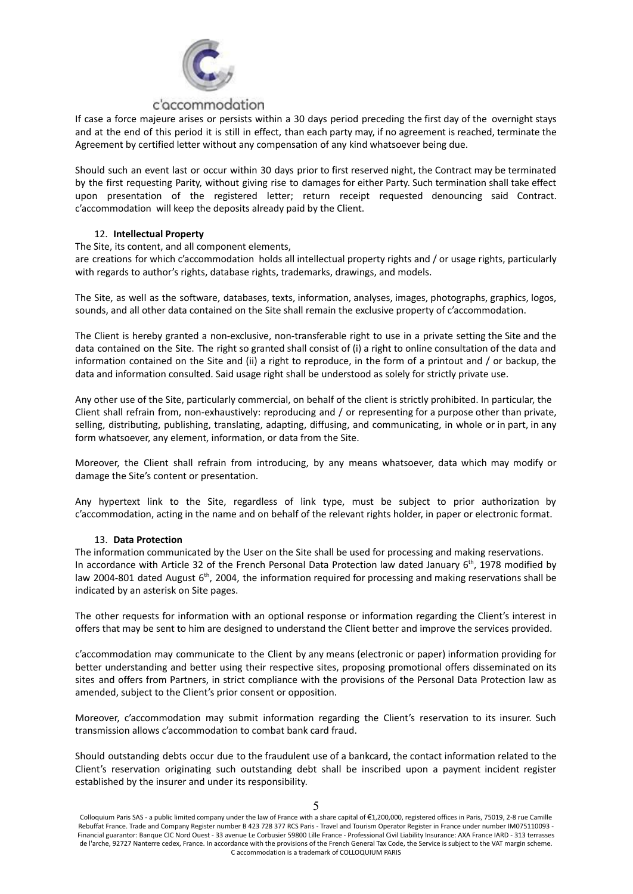If case a force majeure arises or persists within a 30 days period preceding the first day of the overnight stays and at the end of this period it is still in effect, than each party may, if no agreement is reached, terminate the Agreement by certified letter without any compensation of any kind whatsoever being due.

Should such an event last or occur within 30 days prior to first reserved night, the Contract may be terminated by the first requesting Parity, without giving rise to damages for either Party. Such termination shall take effect upon presentation of the registered letter; return receipt requested denouncing said Contract. c'accommodation will keep the deposits already paid by the Client.

12. **Intellectual Property**

The Site, its content, and all component elements,
are creations for which c'accommodation holds all intellectual property rights and / or usage rights, particularly with regards to author's rights, database rights, trademarks, drawings, and models.

The Site, as well as the software, databases, texts, information, analyses, images, photographs, graphics, logos, sounds, and all other data contained on the Site shall remain the exclusive property of c'accommodation.

The Client is hereby granted a non-exclusive, non-transferable right to use in a private setting the Site and the data contained on the Site. The right so granted shall consist of (i) a right to online consultation of the data and information contained on the Site and (ii) a right to reproduce, in the form of a printout and / or backup, the data and information consulted. Said usage right shall be understood as solely for strictly private use.

Any other use of the Site, particularly commercial, on behalf of the client is strictly prohibited. In particular, the Client shall refrain from, non-exhaustively: reproducing and / or representing for a purpose other than private, selling, distributing, publishing, translating, adapting, diffusing, and communicating, in whole or in part, in any form whatsoever, any element, information, or data from the Site.

Moreover, the Client shall refrain from introducing, by any means whatsoever, data which may modify or damage the Site's content or presentation.

Any hypertext link to the Site, regardless of link type, must be subject to prior authorization by c'accommodation, acting in the name and on behalf of the relevant rights holder, in paper or electronic format.

13. **Data Protection**

The information communicated by the User on the Site shall be used for processing and making reservations.
In accordance with Article 32 of the French Personal Data Protection law dated January 6th, 1978 modified by law 2004-801 dated August 6th, 2004, the information required for processing and making reservations shall be indicated by an asterisk on Site pages.

The other requests for information with an optional response or information regarding the Client's interest in offers that may be sent to him are designed to understand the Client better and improve the services provided.

c'accommodation may communicate to the Client by any means (electronic or paper) information providing for better understanding and better using their respective sites, proposing promotional offers disseminated on its sites and offers from Partners, in strict compliance with the provisions of the Personal Data Protection law as amended, subject to the Client's prior consent or opposition.

Moreover, c'accommodation may submit information regarding the Client's reservation to its insurer. Such transmission allows c'accommodation to combat bank card fraud.

Should outstanding debts occur due to the fraudulent use of a bankcard, the contact information related to the Client's reservation originating such outstanding debt shall be inscribed upon a payment incident register established by the insurer and under its responsibility.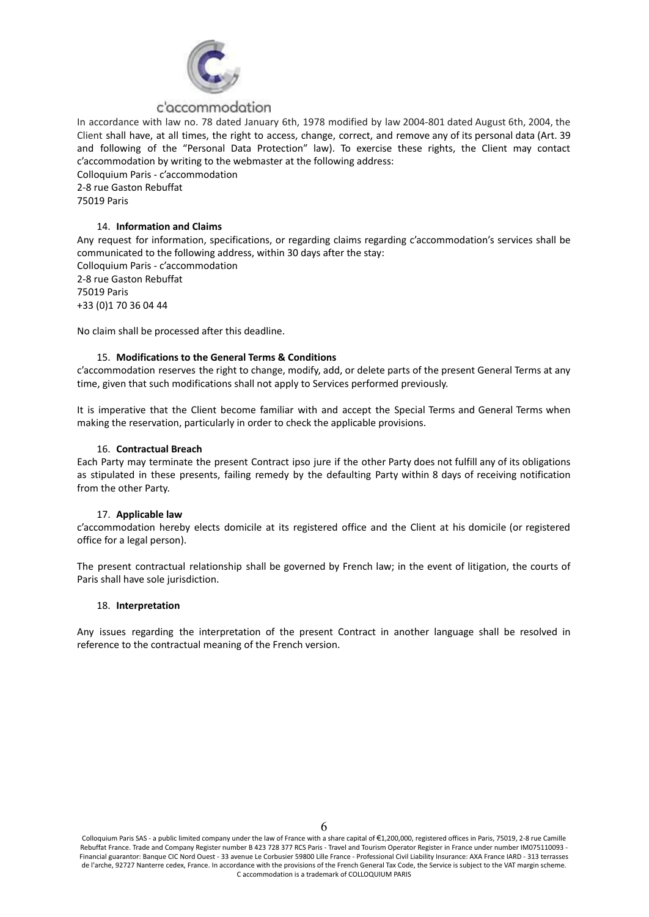c'accommodation

In accordance with law no. 78 dated January 6th, 1978 modified by law 2004-801 dated August 6th, 2004, the Client shall have, at all times, the right to access, change, correct, and remove any of its personal data (Art. 39 and following of the "Personal Data Protection" law). To exercise these rights, the Client may contact c'accommodation by writing to the webmaster at the following address:
Colloquium Paris - c'accommodation
2-8 rue Gaston Rebuffat
75019 Paris

14. **Information and Claims**

Any request for information, specifications, or regarding claims regarding c'accommodation's services shall be communicated to the following address, within 30 days after the stay:
Colloquium Paris - c'accommodation
2-8 rue Gaston Rebuffat
75019 Paris
+33 (0)1 70 36 04 44

No claim shall be processed after this deadline.

15. **Modifications to the General Terms & Conditions**

c'accommodation reserves the right to change, modify, add, or delete parts of the present General Terms at any time, given that such modifications shall not apply to Services performed previously.

It is imperative that the Client become familiar with and accept the Special Terms and General Terms when making the reservation, particularly in order to check the applicable provisions.

16. **Contractual Breach**

Each Party may terminate the present Contract ipso jure if the other Party does not fulfill any of its obligations as stipulated in these presents, failing remedy by the defaulting Party within 8 days of receiving notification from the other Party.

17. **Applicable law**

c'accommodation hereby elects domicile at its registered office and the Client at his domicile (or registered office for a legal person).

The present contractual relationship shall be governed by French law; in the event of litigation, the courts of Paris shall have sole jurisdiction.

18. **Interpretation**

Any issues regarding the interpretation of the present Contract in another language shall be resolved in reference to the contractual meaning of the French version.

Colloquium Paris SAS - a public limited company under the law of France with a share capital of €1,200,000, registered offices in Paris, 75019, 2-8 rue Camille Rebuffat France. Trade and Company Register number B 423 728 377 RCS Paris - Travel and Tourism Operator Register in France under number IM075110093 - Financial guarantor: Banque CIC Nord Ouest - 33 avenue Le Corbusier 59800 Lille France - Professional Civil Liability Insurance: AXA France IARD - 313 terrasses de l'arche, 92727 Nanterre cedex, France. In accordance with the provisions of the French General Tax Code, the Service is subject to the VAT margin scheme. C accommodation is a trademark of COLLOQUIUM PARIS